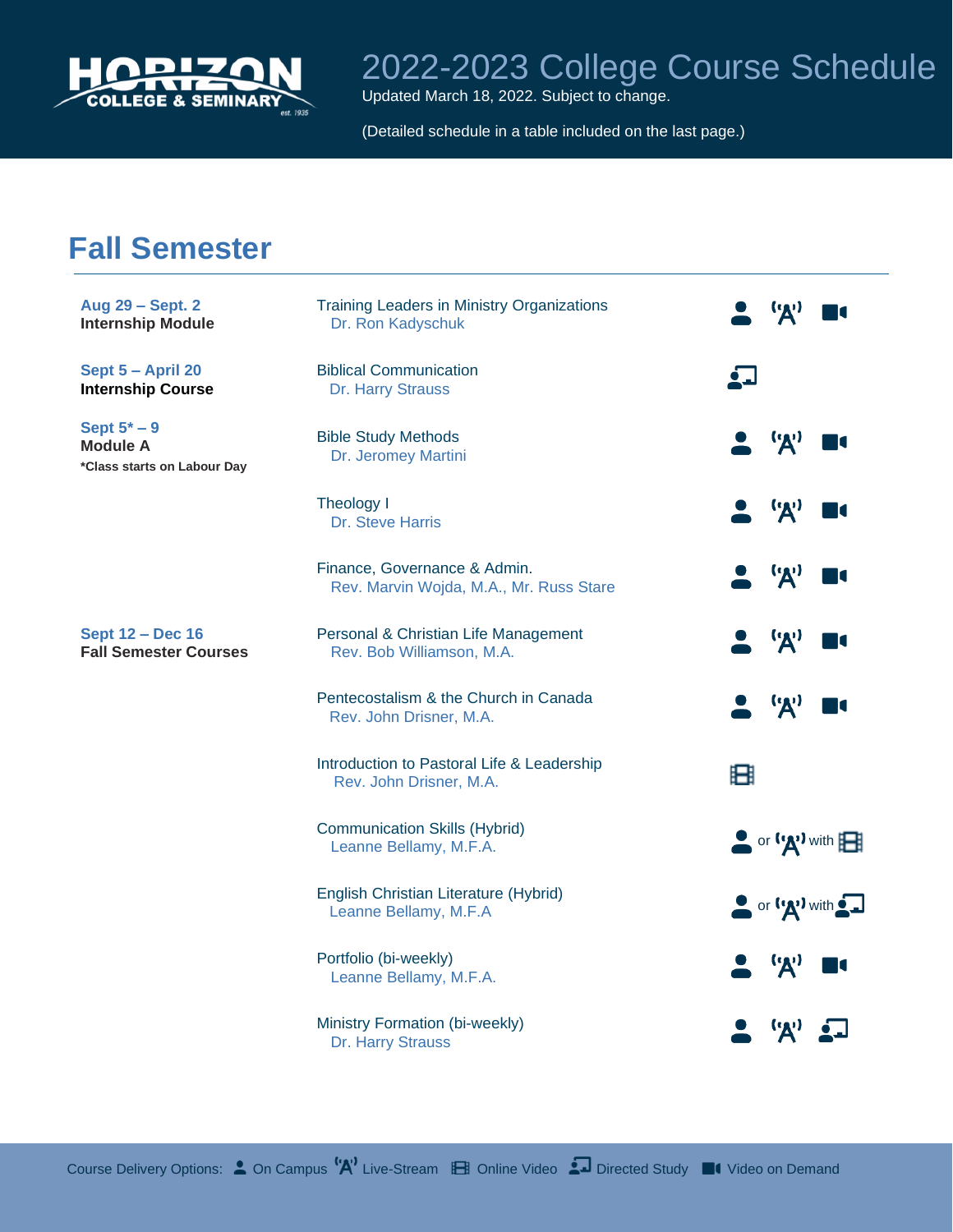# Horizon College & Seminary

## 2022-2023 College Course Schedule

Updated March 18, 2022. Subject to change.

(Detailed schedule in a table included on the last page.)

## Fall Semester

| Dates | Course / Instructor | Delivery Options |
|---|---|---|
| **Aug 29 – Sept. 2**<br>**Internship Module** | Training Leaders in Ministry Organizations<br>Dr. Ron Kadyschuk | On Campus, Live-Stream, Video on Demand |
| **Sept 5 – April 20**<br>**Internship Course** | Biblical Communication<br>Dr. Harry Strauss | Directed Study |
| **Sept 5* – 9**<br>**Module A**<br>***Class starts on Labour Day** | Bible Study Methods<br>Dr. Jeromey Martini | On Campus, Live-Stream, Video on Demand |
| | Theology I<br>Dr. Steve Harris | On Campus, Live-Stream, Video on Demand |
| | Finance, Governance & Admin.<br>Rev. Marvin Wojda, M.A., Mr. Russ Stare | On Campus, Live-Stream, Video on Demand |
| **Sept 12 – Dec 16**<br>**Fall Semester Courses** | Personal & Christian Life Management<br>Rev. Bob Williamson, M.A. | On Campus, Live-Stream, Video on Demand |
| | Pentecostalism & the Church in Canada<br>Rev. John Drisner, M.A. | On Campus, Live-Stream, Video on Demand |
| | Introduction to Pastoral Life & Leadership<br>Rev. John Drisner, M.A. | Online Video |
| | Communication Skills (Hybrid)<br>Leanne Bellamy, M.F.A. | On Campus or Live-Stream with Online Video |
| | English Christian Literature (Hybrid)<br>Leanne Bellamy, M.F.A | On Campus or Live-Stream with Directed Study |
| | Portfolio (bi-weekly)<br>Leanne Bellamy, M.F.A. | On Campus, Live-Stream, Video on Demand |
| | Ministry Formation (bi-weekly)<br>Dr. Harry Strauss | On Campus, Live-Stream, Directed Study |

Course Delivery Options: On Campus, Live-Stream, Online Video, Directed Study, Video on Demand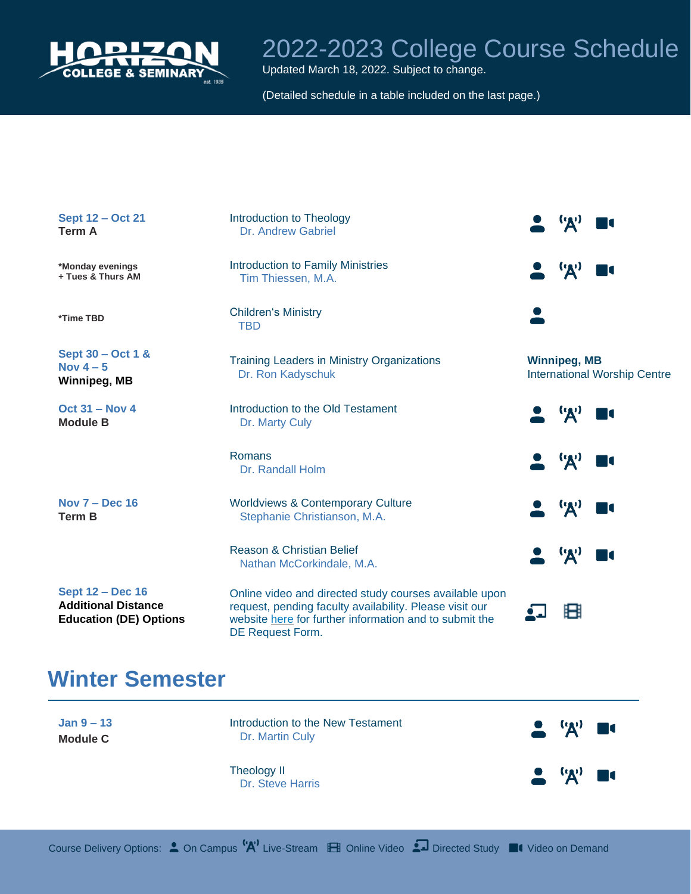# 2022-2023 College Course Schedule

Updated March 18, 2022. Subject to change.

(Detailed schedule in a table included on the last page.)

| Dates | Course | Delivery |
|---|---|---|
| **Sept 12 – Oct 21**<br>**Term A** | Introduction to Theology<br>Dr. Andrew Gabriel | On Campus, Live-Stream, Video on Demand |
| *Monday evenings<br>+ Tues & Thurs AM | Introduction to Family Ministries<br>Tim Thiessen, M.A. | On Campus, Live-Stream, Video on Demand |
| *Time TBD | Children's Ministry<br>TBD | On Campus |
| **Sept 30 – Oct 1 &**<br>**Nov 4 – 5**<br>**Winnipeg, MB** | Training Leaders in Ministry Organizations<br>Dr. Ron Kadyschuk | **Winnipeg, MB**<br>International Worship Centre |
| **Oct 31 – Nov 4**<br>**Module B** | Introduction to the Old Testament<br>Dr. Marty Culy | On Campus, Live-Stream, Video on Demand |
| | Romans<br>Dr. Randall Holm | On Campus, Live-Stream, Video on Demand |
| **Nov 7 – Dec 16**<br>**Term B** | Worldviews & Contemporary Culture<br>Stephanie Christianson, M.A. | On Campus, Live-Stream, Video on Demand |
| | Reason & Christian Belief<br>Nathan McCorkindale, M.A. | On Campus, Live-Stream, Video on Demand |
| **Sept 12 – Dec 16**<br>**Additional Distance Education (DE) Options** | Online video and directed study courses available upon request, pending faculty availability. Please visit our website here for further information and to submit the DE Request Form. | Directed Study, Online Video |

## Winter Semester

| Dates | Course | Delivery |
|---|---|---|
| **Jan 9 – 13**<br>**Module C** | Introduction to the New Testament<br>Dr. Martin Culy | On Campus, Live-Stream, Video on Demand |
| | Theology II<br>Dr. Steve Harris | On Campus, Live-Stream, Video on Demand |

Course Delivery Options: On Campus, Live-Stream, Online Video, Directed Study, Video on Demand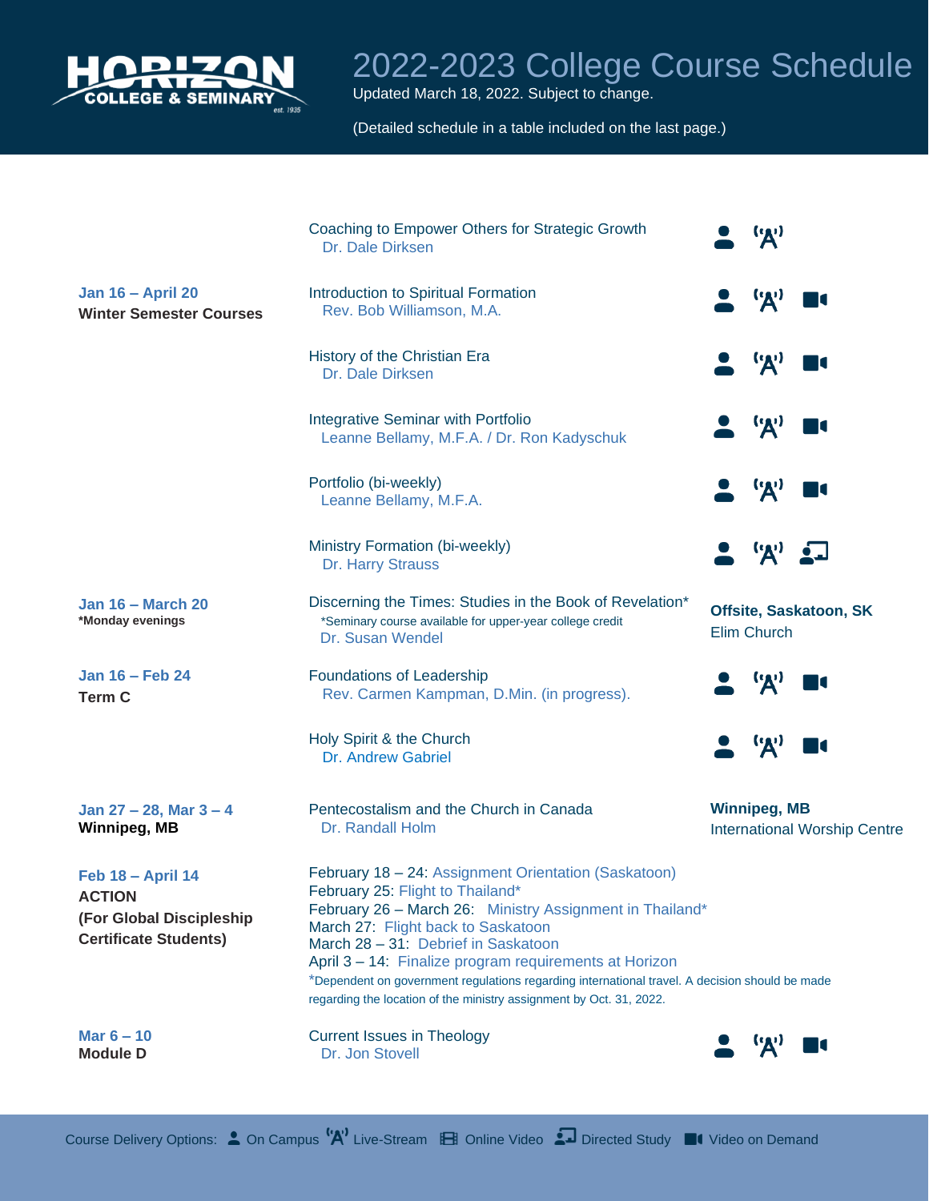# 2022-2023 College Course Schedule

HORIZON COLLEGE & SEMINARY est. 1935

Updated March 18, 2022. Subject to change.

(Detailed schedule in a table included on the last page.)

| Dates | Course | Delivery |
|---|---|---|
| **Jan 16 – April 20** **Winter Semester Courses** | Coaching to Empower Others for Strategic Growth<br>Dr. Dale Dirksen | On Campus, Live-Stream |
| | Introduction to Spiritual Formation<br>Rev. Bob Williamson, M.A. | On Campus, Live-Stream, Video on Demand |
| | History of the Christian Era<br>Dr. Dale Dirksen | On Campus, Live-Stream, Video on Demand |
| | Integrative Seminar with Portfolio<br>Leanne Bellamy, M.F.A. / Dr. Ron Kadyschuk | On Campus, Live-Stream, Video on Demand |
| | Portfolio (bi-weekly)<br>Leanne Bellamy, M.F.A. | On Campus, Live-Stream, Video on Demand |
| | Ministry Formation (bi-weekly)<br>Dr. Harry Strauss | On Campus, Live-Stream, Directed Study |
| **Jan 16 – March 20** *Monday evenings | Discerning the Times: Studies in the Book of Revelation*<br>*Seminary course available for upper-year college credit<br>Dr. Susan Wendel | **Offsite, Saskatoon, SK** Elim Church |
| **Jan 16 – Feb 24** **Term C** | Foundations of Leadership<br>Rev. Carmen Kampman, D.Min. (in progress). | On Campus, Live-Stream, Video on Demand |
| | Holy Spirit & the Church<br>Dr. Andrew Gabriel | On Campus, Live-Stream, Video on Demand |
| **Jan 27 – 28, Mar 3 – 4** **Winnipeg, MB** | Pentecostalism and the Church in Canada<br>Dr. Randall Holm | **Winnipeg, MB** International Worship Centre |
| **Feb 18 – April 14** **ACTION (For Global Discipleship Certificate Students)** | February 18 – 24: Assignment Orientation (Saskatoon)<br>February 25: Flight to Thailand*<br>February 26 – March 26: Ministry Assignment in Thailand*<br>March 27: Flight back to Saskatoon<br>March 28 – 31: Debrief in Saskatoon<br>April 3 – 14: Finalize program requirements at Horizon<br>*Dependent on government regulations regarding international travel. A decision should be made regarding the location of the ministry assignment by Oct. 31, 2022. | |
| **Mar 6 – 10** **Module D** | Current Issues in Theology<br>Dr. Jon Stovell | On Campus, Live-Stream, Video on Demand |

Course Delivery Options: On Campus · Live-Stream · Online Video · Directed Study · Video on Demand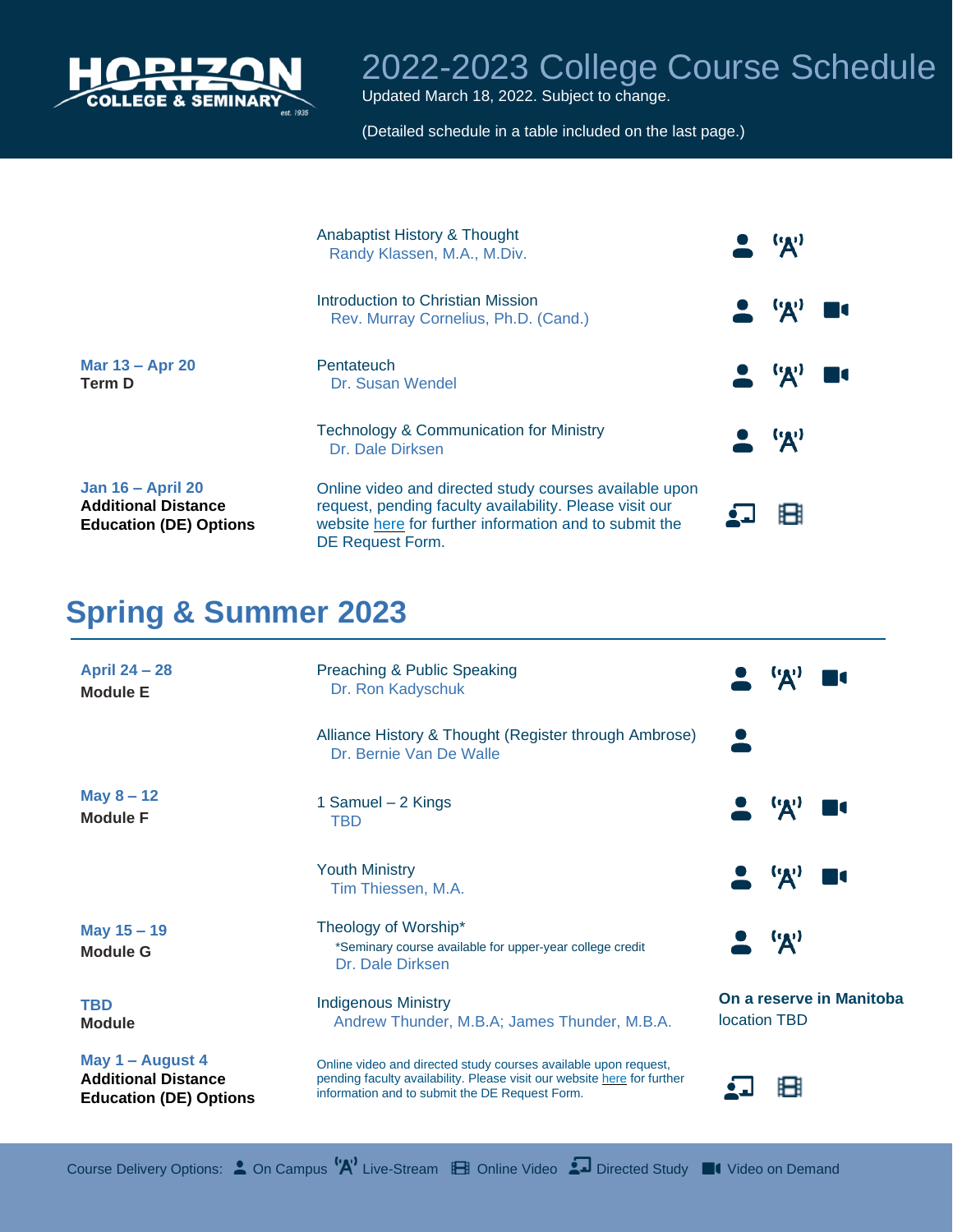# 2022-2023 College Course Schedule

Updated March 18, 2022. Subject to change.

(Detailed schedule in a table included on the last page.)

| Dates | Course | Delivery Options |
|---|---|---|
| | Anabaptist History & Thought<br>Randy Klassen, M.A., M.Div. | On Campus, Live-Stream |
| | Introduction to Christian Mission<br>Rev. Murray Cornelius, Ph.D. (Cand.) | On Campus, Live-Stream, Video on Demand |
| **Mar 13 – Apr 20**<br>**Term D** | Pentateuch<br>Dr. Susan Wendel | On Campus, Live-Stream, Video on Demand |
| | Technology & Communication for Ministry<br>Dr. Dale Dirksen | On Campus, Live-Stream |
| **Jan 16 – April 20**<br>**Additional Distance Education (DE) Options** | Online video and directed study courses available upon request, pending faculty availability. Please visit our website here for further information and to submit the DE Request Form. | Directed Study, Online Video |

## Spring & Summer 2023

| Dates | Course | Delivery Options |
|---|---|---|
| **April 24 – 28**<br>**Module E** | Preaching & Public Speaking<br>Dr. Ron Kadyschuk | On Campus, Live-Stream, Video on Demand |
| | Alliance History & Thought (Register through Ambrose)<br>Dr. Bernie Van De Walle | On Campus |
| **May 8 – 12**<br>**Module F** | 1 Samuel – 2 Kings<br>TBD | On Campus, Live-Stream, Video on Demand |
| | Youth Ministry<br>Tim Thiessen, M.A. | On Campus, Live-Stream, Video on Demand |
| **May 15 – 19**<br>**Module G** | Theology of Worship*<br>*Seminary course available for upper-year college credit<br>Dr. Dale Dirksen | On Campus, Live-Stream |
| **TBD**<br>**Module** | Indigenous Ministry<br>Andrew Thunder, M.B.A; James Thunder, M.B.A. | **On a reserve in Manitoba** location TBD |
| **May 1 – August 4**<br>**Additional Distance Education (DE) Options** | Online video and directed study courses available upon request, pending faculty availability. Please visit our website here for further information and to submit the DE Request Form. | Directed Study, Online Video |

Course Delivery Options: On Campus | Live-Stream | Online Video | Directed Study | Video on Demand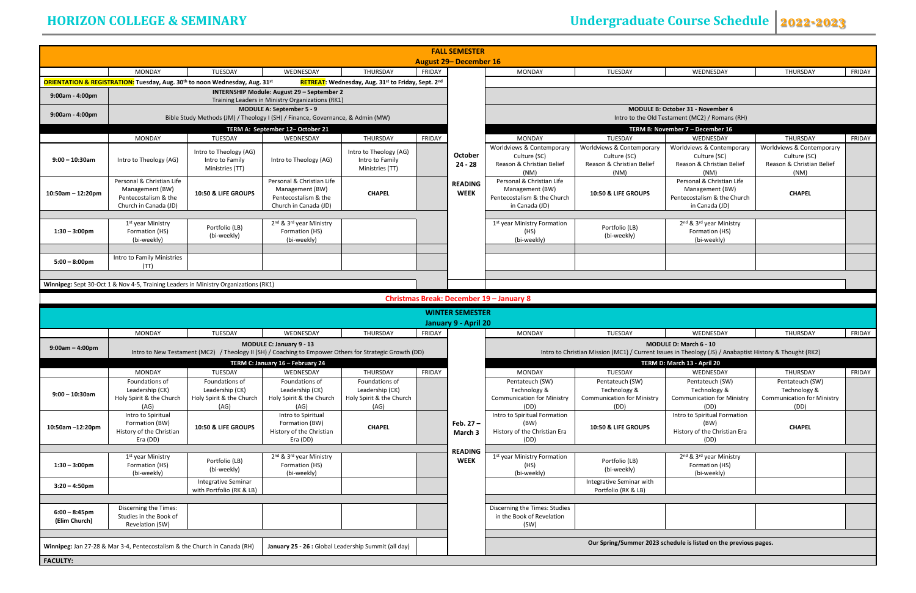# HORIZON COLLEGE & SEMINARY

## Undergraduate Course Schedule 2022-2023

### FALL SEMESTER
**August 29– December 16**

**ORIENTATION & REGISTRATION:** Tuesday, Aug. 30th to noon Wednesday, Aug. 31st **RETREAT:** Wednesday, Aug. 31st to Friday, Sept. 2nd

| | MONDAY | TUESDAY | WEDNESDAY | THURSDAY | FRIDAY |
|---|---|---|---|---|---|
| 9:00am - 4:00pm | **INTERNSHIP Module: August 29 – September 2** Training Leaders in Ministry Organizations (RK1) | | | | |
| 9:00am - 4:00pm | **MODULE A: September 5 - 9** Bible Study Methods (JM) / Theology I (SH) / Finance, Governance, & Admin (MW) | | | | |

**TERM A: September 12– October 21**

| | MONDAY | TUESDAY | WEDNESDAY | THURSDAY | FRIDAY |
|---|---|---|---|---|---|
| 9:00 – 10:30am | Intro to Theology (AG) | Intro to Theology (AG) Intro to Family Ministries (TT) | Intro to Theology (AG) | Intro to Theology (AG) Intro to Family Ministries (TT) | |
| 10:50am – 12:20pm | Personal & Christian Life Management (BW) Pentecostalism & the Church in Canada (JD) | 10:50 & LIFE GROUPS | Personal & Christian Life Management (BW) Pentecostalism & the Church in Canada (JD) | CHAPEL | |
| 1:30 – 3:00pm | 1st year Ministry Formation (HS) (bi-weekly) | Portfolio (LB) (bi-weekly) | 2nd & 3rd year Ministry Formation (HS) (bi-weekly) | | |
| 5:00 – 8:00pm | Intro to Family Ministries (TT) | | | | |

**October 24 - 28 READING WEEK**

**MODULE B: October 31 - November 4**
Intro to the Old Testament (MC2) / Romans (RH)

**TERM B: November 7 – December 16**

| | MONDAY | TUESDAY | WEDNESDAY | THURSDAY | FRIDAY |
|---|---|---|---|---|---|
| 9:00 – 10:30am | Worldviews & Contemporary Culture (SC) Reason & Christian Belief (NM) | Worldviews & Contemporary Culture (SC) Reason & Christian Belief (NM) | Worldviews & Contemporary Culture (SC) Reason & Christian Belief (NM) | Worldviews & Contemporary Culture (SC) Reason & Christian Belief (NM) | |
| 10:50am – 12:20pm | Personal & Christian Life Management (BW) Pentecostalism & the Church in Canada (JD) | 10:50 & LIFE GROUPS | Personal & Christian Life Management (BW) Pentecostalism & the Church in Canada (JD) | CHAPEL | |
| 1:30 – 3:00pm | 1st year Ministry Formation (HS) (bi-weekly) | Portfolio (LB) (bi-weekly) | 2nd & 3rd year Ministry Formation (HS) (bi-weekly) | | |
| 5:00 – 8:00pm | | | | | |

**Winnipeg:** Sept 30-Oct 1 & Nov 4-5, Training Leaders in Ministry Organizations (RK1)

**Christmas Break: December 19 – January 8**

### WINTER SEMESTER
**January 9 - April 20**

| | MONDAY | TUESDAY | WEDNESDAY | THURSDAY | FRIDAY |
|---|---|---|---|---|---|
| 9:00am – 4:00pm | **MODULE C: January 9 - 13** Intro to New Testament (MC2) / Theology II (SH) / Coaching to Empower Others for Strategic Growth (DD) | | | | |

**TERM C: January 16 – February 24**

| | MONDAY | TUESDAY | WEDNESDAY | THURSDAY | FRIDAY |
|---|---|---|---|---|---|
| 9:00 – 10:30am | Foundations of Leadership (CK) Holy Spirit & the Church (AG) | Foundations of Leadership (CK) Holy Spirit & the Church (AG) | Foundations of Leadership (CK) Holy Spirit & the Church (AG) | Foundations of Leadership (CK) Holy Spirit & the Church (AG) | |
| 10:50am –12:20pm | Intro to Spiritual Formation (BW) History of the Christian Era (DD) | 10:50 & LIFE GROUPS | Intro to Spiritual Formation (BW) History of the Christian Era (DD) | CHAPEL | |
| 1:30 – 3:00pm | 1st year Ministry Formation (HS) (bi-weekly) | Portfolio (LB) (bi-weekly) | 2nd & 3rd year Ministry Formation (HS) (bi-weekly) | | |
| 3:20 – 4:50pm | | Integrative Seminar with Portfolio (RK & LB) | | | |
| 6:00 – 8:45pm (Elim Church) | Discerning the Times: Studies in the Book of Revelation (SW) | | | | |

**Feb. 27 – March 3 READING WEEK**

**MODULE D: March 6 - 10**
Intro to Christian Mission (MC1) / Current Issues in Theology (JS) / Anabaptist History & Thought (RK2)

**TERM D: March 13 - April 20**

| | MONDAY | TUESDAY | WEDNESDAY | THURSDAY | FRIDAY |
|---|---|---|---|---|---|
| 9:00 – 10:30am | Pentateuch (SW) Technology & Communication for Ministry (DD) | Pentateuch (SW) Technology & Communication for Ministry (DD) | Pentateuch (SW) Technology & Communication for Ministry (DD) | Pentateuch (SW) Technology & Communication for Ministry (DD) | |
| 10:50am –12:20pm | Intro to Spiritual Formation (BW) History of the Christian Era (DD) | 10:50 & LIFE GROUPS | Intro to Spiritual Formation (BW) History of the Christian Era (DD) | CHAPEL | |
| 1:30 – 3:00pm | 1st year Ministry Formation (HS) (bi-weekly) | Portfolio (LB) (bi-weekly) | 2nd & 3rd year Ministry Formation (HS) (bi-weekly) | | |
| 3:20 – 4:50pm | | Integrative Seminar with Portfolio (RK & LB) | | | |
| 6:00 – 8:45pm (Elim Church) | Discerning the Times: Studies in the Book of Revelation (SW) | | | | |

**Winnipeg:** Jan 27-28 & Mar 3-4, Pentecostalism & the Church in Canada (RH)

**January 25 - 26 :** Global Leadership Summit (all day)

**Our Spring/Summer 2023 schedule is listed on the previous pages.**

**FACULTY:**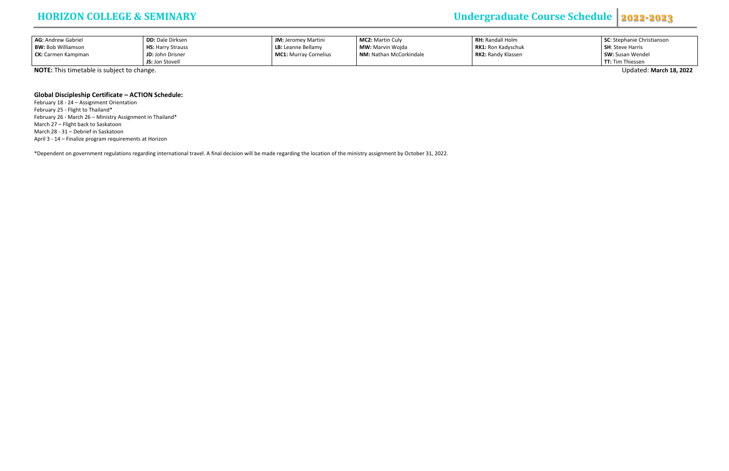| | | | | | |
|---|---|---|---|---|---|
| **AG:** Andrew Gabriel | **DD:** Dale Dirksen | **JM:** Jeromey Martini | **MC2:** Martin Culy | **RH:** Randall Holm | **SC**: Stephanie Christianson |
| **BW:** Bob Williamson | **HS:** Harry Strauss | **LB:** Leanne Bellamy | **MW:** Marvin Wojda | **RK1:** Ron Kadyschuk | **SH**: Steve Harris |
| **CK:** Carmen Kampman | **JD:** John Drisner | **MC1:** Murray Cornelius | **NM:** Nathan McCorkindale | **RK2:** Randy Klassen | **SW:** Susan Wendel |
| | **JS:** Jon Stovell | | | | **TT:** Tim Thiessen |

**NOTE:** This timetable is subject to change.

Updated: **March 18, 2022**

**Global Discipleship Certificate – ACTION Schedule:**

February 18 - 24 – Assignment Orientation
February 25 - Flight to Thailand*
February 26 - March 26 – Ministry Assignment in Thailand*
March 27 – Flight back to Saskatoon
March 28 - 31 – Debrief in Saskatoon
April 3 - 14 – Finalize program requirements at Horizon

*Dependent on government regulations regarding international travel. A final decision will be made regarding the location of the ministry assignment by October 31, 2022.